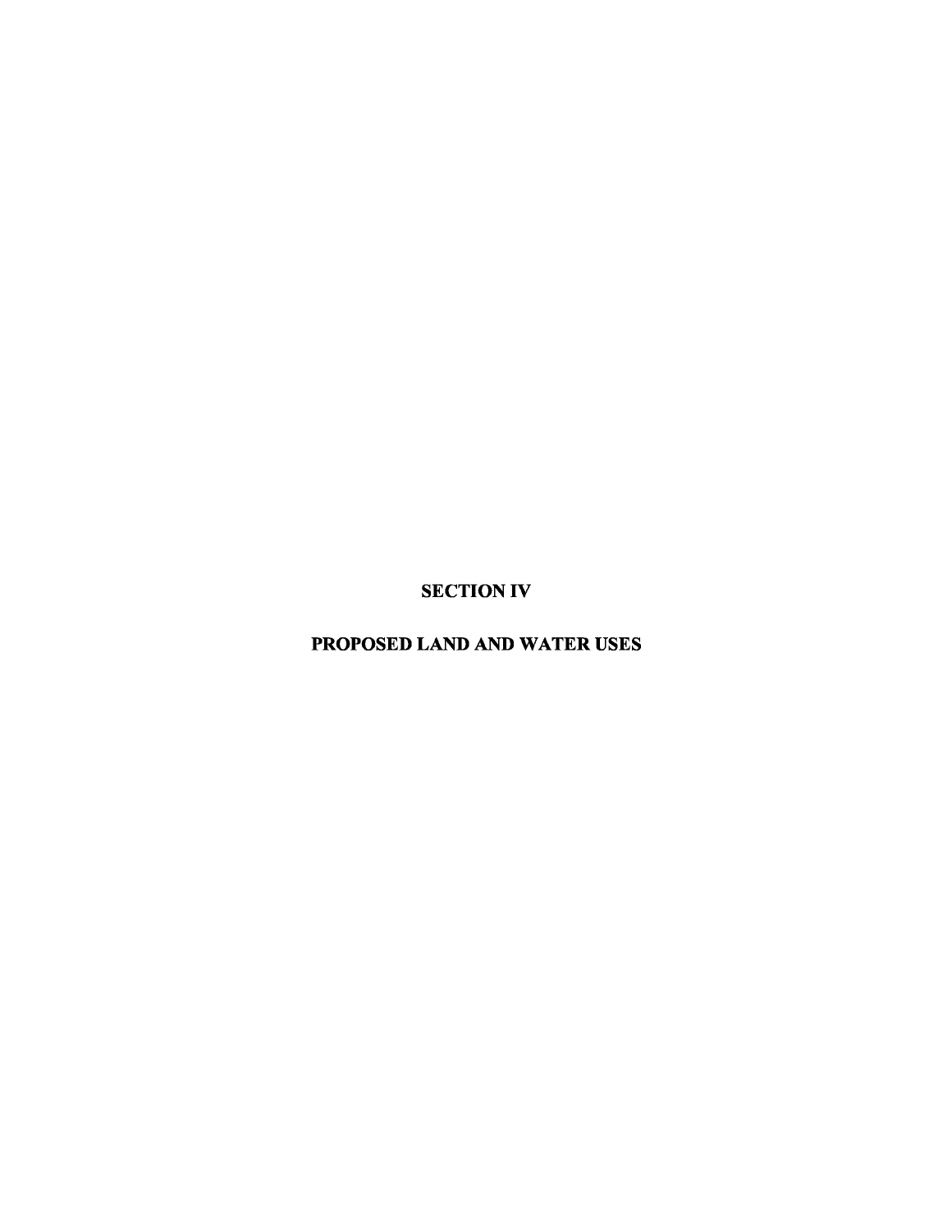# SECTION IV

# PROPOSED LAND AND WATER USES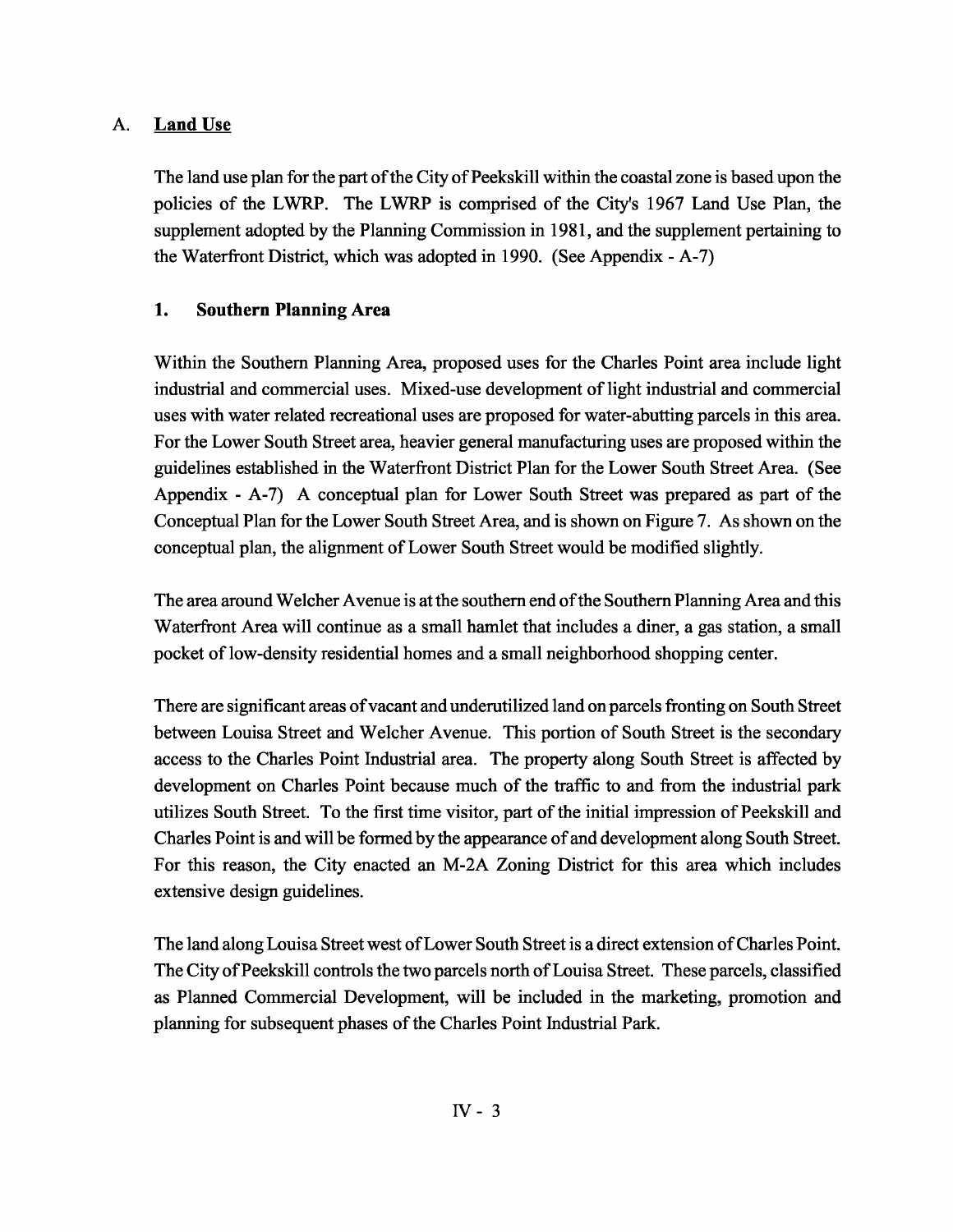## A. Land Use

The land use plan for the part of the City of Peekskill within the coastal zone is based upon the policies of the LWRP. The LWRP is comprised of the City's 1967 Land Use Plan, the supplement adopted by the Planning Commission in 1981, and the supplement pertaining to the Waterfront District, which was adopted in 1990. (See Appendix - A-7)

### 1. Southern Planning Area

Within the Southern Planning Area, proposed uses for the Charles Point area include light industrial and commercial uses. Mixed-use development of light industrial and commercial uses with water related recreational uses are proposed for water-abutting parcels in this area. For the Lower South Street area, heavier general manufacturing uses are proposed within the guidelines established in the Waterfront District Plan for the Lower South Street Area. (See Appendix - A-7) A conceptual plan for Lower South Street was prepared as part of the Conceptual Plan for the Lower South Street Area, and is shown on Figure 7. As shown on the conceptual plan, the alignment of Lower South Street would be modified slightly.

The area around Welcher Avenue is at the southern end of the Southern Planning Area and this Waterfront Area will continue as a small hamlet that includes a diner, a gas station, a small pocket of low-density residential homes and a small neighborhood shopping center.

There are significant areas of vacant and underutilized land on parcels fronting on South Street between Louisa Street and Welcher Avenue. This portion of South Street is the secondary access to the Charles Point Industrial area. The property along South Street is affected by development on Charles Point because much of the traffic to and from the industrial park utilizes South Street. To the first time visitor, part of the initial impression of Peekskill and Charles Point is and will be formed by the appearance of and development along South Street. For this reason, the City enacted an M-2A Zoning District for this area which includes extensive design guidelines.

The land along Louisa Street west of Lower South Street is a direct extension of Charles Point. The City of Peekskill controls the two parcels north of Louisa Street. These parcels, classified as Planned Commercial Development, will be included in the marketing, promotion and planning for subsequent phases of the Charles Point Industrial Park.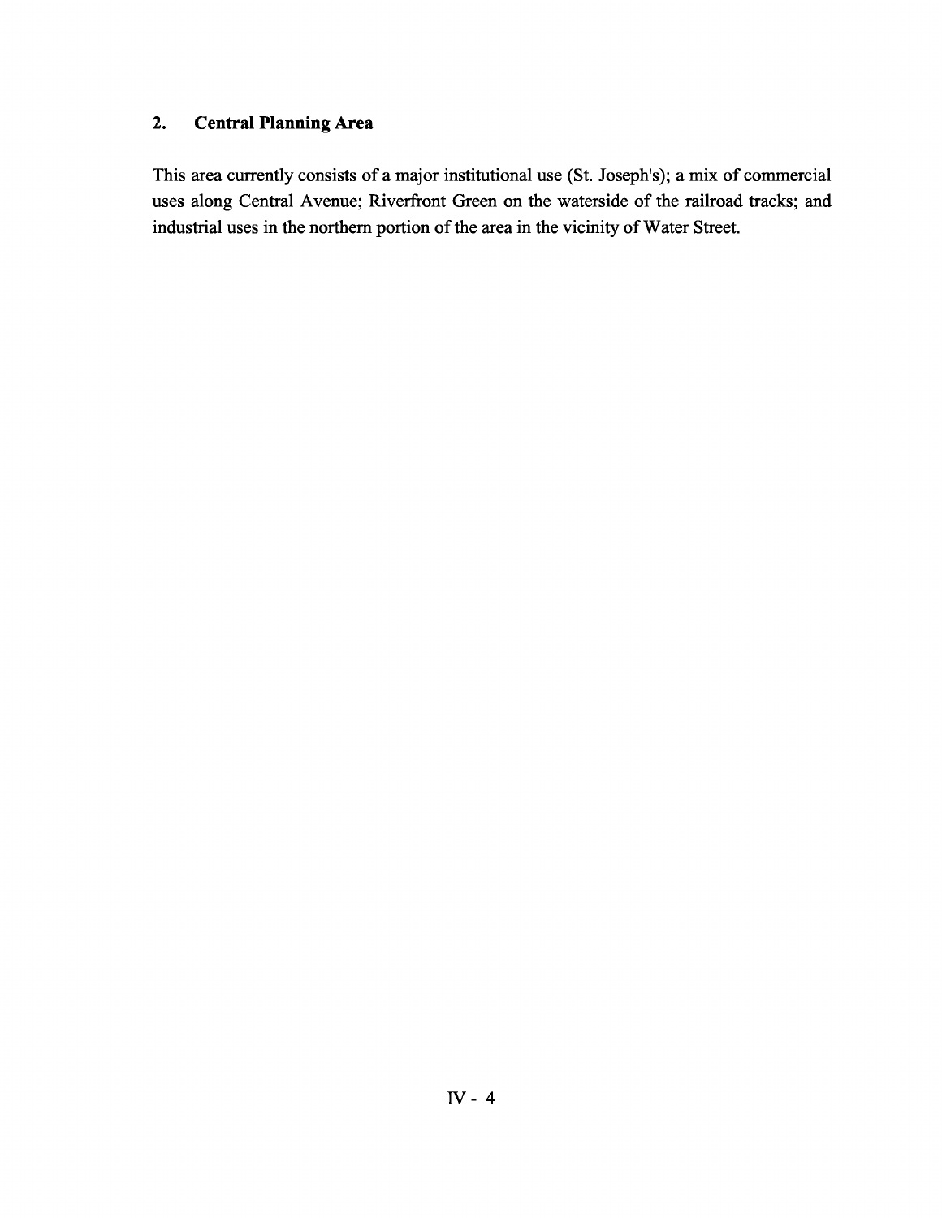## 2. Central Planning Area

This area currently consists of a major institutional use (St. Joseph's); a mix of commercial uses along Central Avenue; Riverfront Green on the waterside of the railroad tracks; and industrial uses in the northern portion of the area in the vicinity of Water Street.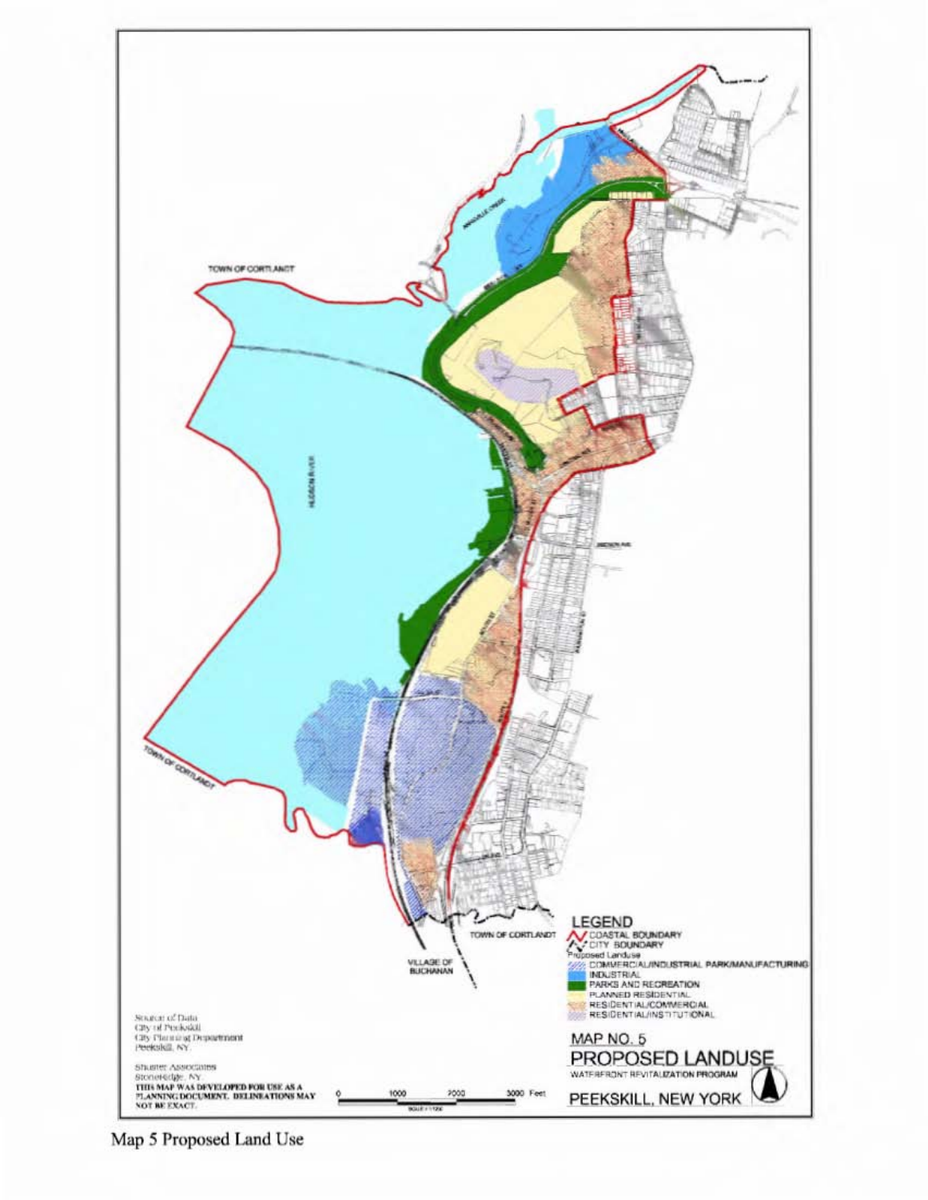TOWN OF CORTLANDT

HUDSON RIVER

TOWN OF CORTLANDT

TOWN OF CORTLANDT

VILLAGE OF BUCHANAN

LEGEND

- COASTAL BOUNDARY
- CITY BOUNDARY

Proposed Landuse

- COMMERCIAL/INDUSTRIAL PARK/MANUFACTURING
- INDUSTRIAL
- PARKS AND RECREATION
- PLANNED RESIDENTIAL
- RESIDENTIAL/COMMERCIAL
- RESIDENTIAL/INSTITUTIONAL

Source of Data
City of Peekskill
City Planning Department
Peekskill, NY

Shuster Associates
Stoneridge, NY

THIS MAP WAS DEVELOPED FOR USE AS A PLANNING DOCUMENT. DELINEATIONS MAY NOT BE EXACT.

0 1000 2000 3000 Feet

MAP NO. 5

PROPOSED LANDUSE

WATERFRONT REVITALIZATION PROGRAM

PEEKSKILL, NEW YORK

Map 5 Proposed Land Use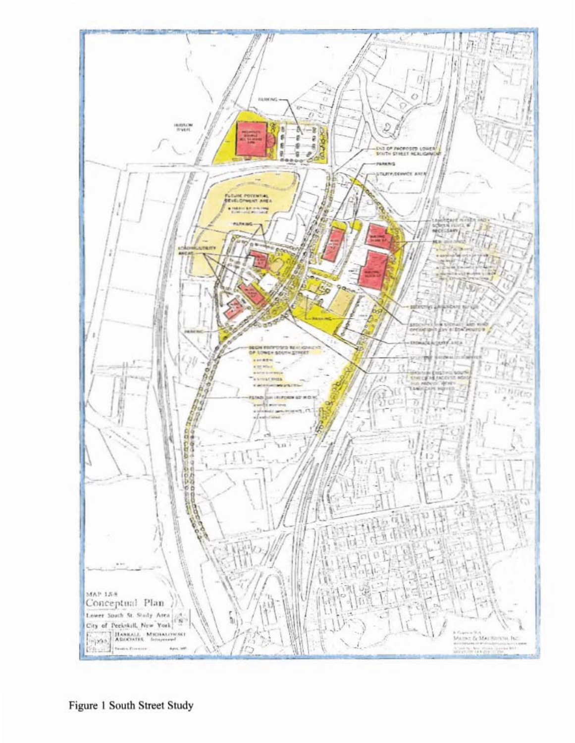Figure 1 South Street Study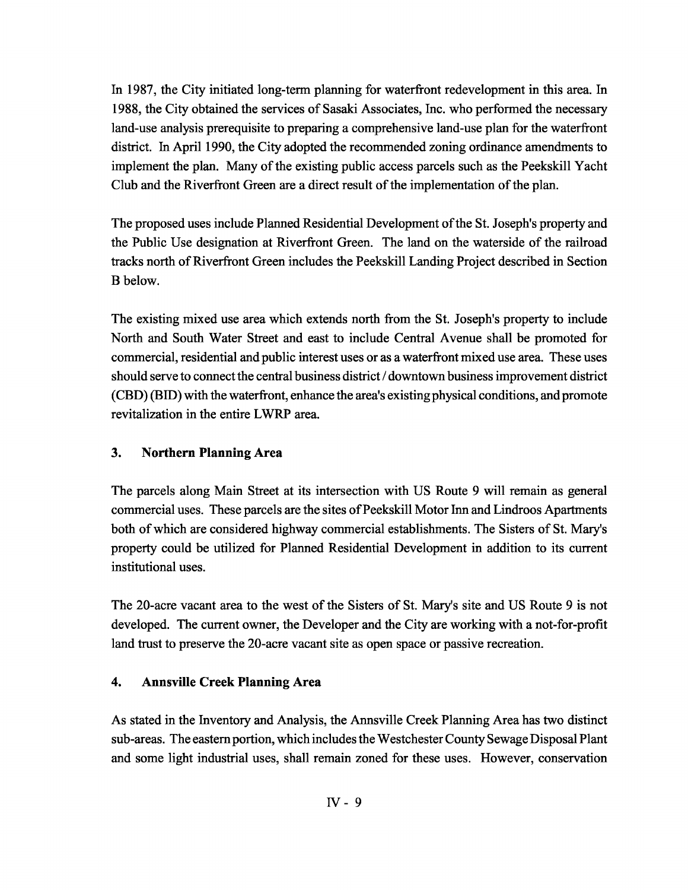In 1987, the City initiated long-term planning for waterfront redevelopment in this area. In 1988, the City obtained the services of Sasaki Associates, Inc. who performed the necessary land-use analysis prerequisite to preparing a comprehensive land-use plan for the waterfront district. In April 1990, the City adopted the recommended zoning ordinance amendments to implement the plan. Many of the existing public access parcels such as the Peekskill Yacht Club and the Riverfront Green are a direct result of the implementation of the plan.

The proposed uses include Planned Residential Development of the St. Joseph's property and the Public Use designation at Riverfront Green. The land on the waterside of the railroad tracks north of Riverfront Green includes the Peekskill Landing Project described in Section B below.

The existing mixed use area which extends north from the St. Joseph's property to include North and South Water Street and east to include Central Avenue shall be promoted for commercial, residential and public interest uses or as a waterfront mixed use area. These uses should serve to connect the central business district / downtown business improvement district (CBD) (BID) with the waterfront, enhance the area's existing physical conditions, and promote revitalization in the entire LWRP area.

### 3. Northern Planning Area

The parcels along Main Street at its intersection with US Route 9 will remain as general commercial uses. These parcels are the sites of Peekskill Motor Inn and Lindroos Apartments both of which are considered highway commercial establishments. The Sisters of St. Mary's property could be utilized for Planned Residential Development in addition to its current institutional uses.

The 20-acre vacant area to the west of the Sisters of St. Mary's site and US Route 9 is not developed. The current owner, the Developer and the City are working with a not-for-profit land trust to preserve the 20-acre vacant site as open space or passive recreation.

### 4. Annsville Creek Planning Area

As stated in the Inventory and Analysis, the Annsville Creek Planning Area has two distinct sub-areas. The eastern portion, which includes the Westchester County Sewage Disposal Plant and some light industrial uses, shall remain zoned for these uses. However, conservation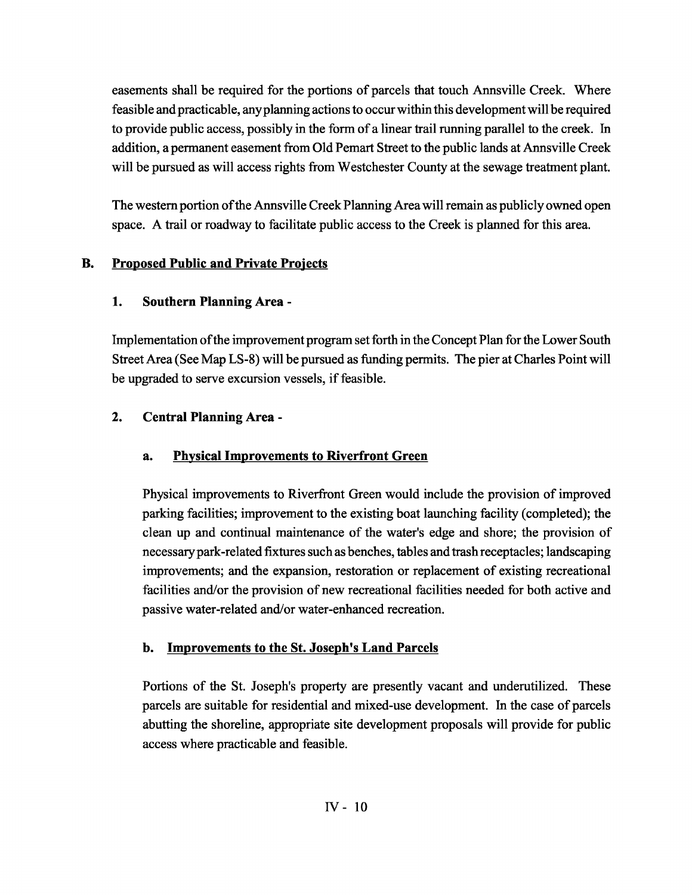easements shall be required for the portions of parcels that touch Annsville Creek. Where feasible and practicable, any planning actions to occur within this development will be required to provide public access, possibly in the form of a linear trail running parallel to the creek. In addition, a permanent easement from Old Pemart Street to the public lands at Annsville Creek will be pursued as will access rights from Westchester County at the sewage treatment plant.

The western portion of the Annsville Creek Planning Area will remain as publicly owned open space. A trail or roadway to facilitate public access to the Creek is planned for this area.

## B. Proposed Public and Private Projects

### 1. Southern Planning Area -

Implementation of the improvement program set forth in the Concept Plan for the Lower South Street Area (See Map LS-8) will be pursued as funding permits. The pier at Charles Point will be upgraded to serve excursion vessels, if feasible.

### 2. Central Planning Area -

#### a. Physical Improvements to Riverfront Green

Physical improvements to Riverfront Green would include the provision of improved parking facilities; improvement to the existing boat launching facility (completed); the clean up and continual maintenance of the water's edge and shore; the provision of necessary park-related fixtures such as benches, tables and trash receptacles; landscaping improvements; and the expansion, restoration or replacement of existing recreational facilities and/or the provision of new recreational facilities needed for both active and passive water-related and/or water-enhanced recreation.

#### b. Improvements to the St. Joseph's Land Parcels

Portions of the St. Joseph's property are presently vacant and underutilized. These parcels are suitable for residential and mixed-use development. In the case of parcels abutting the shoreline, appropriate site development proposals will provide for public access where practicable and feasible.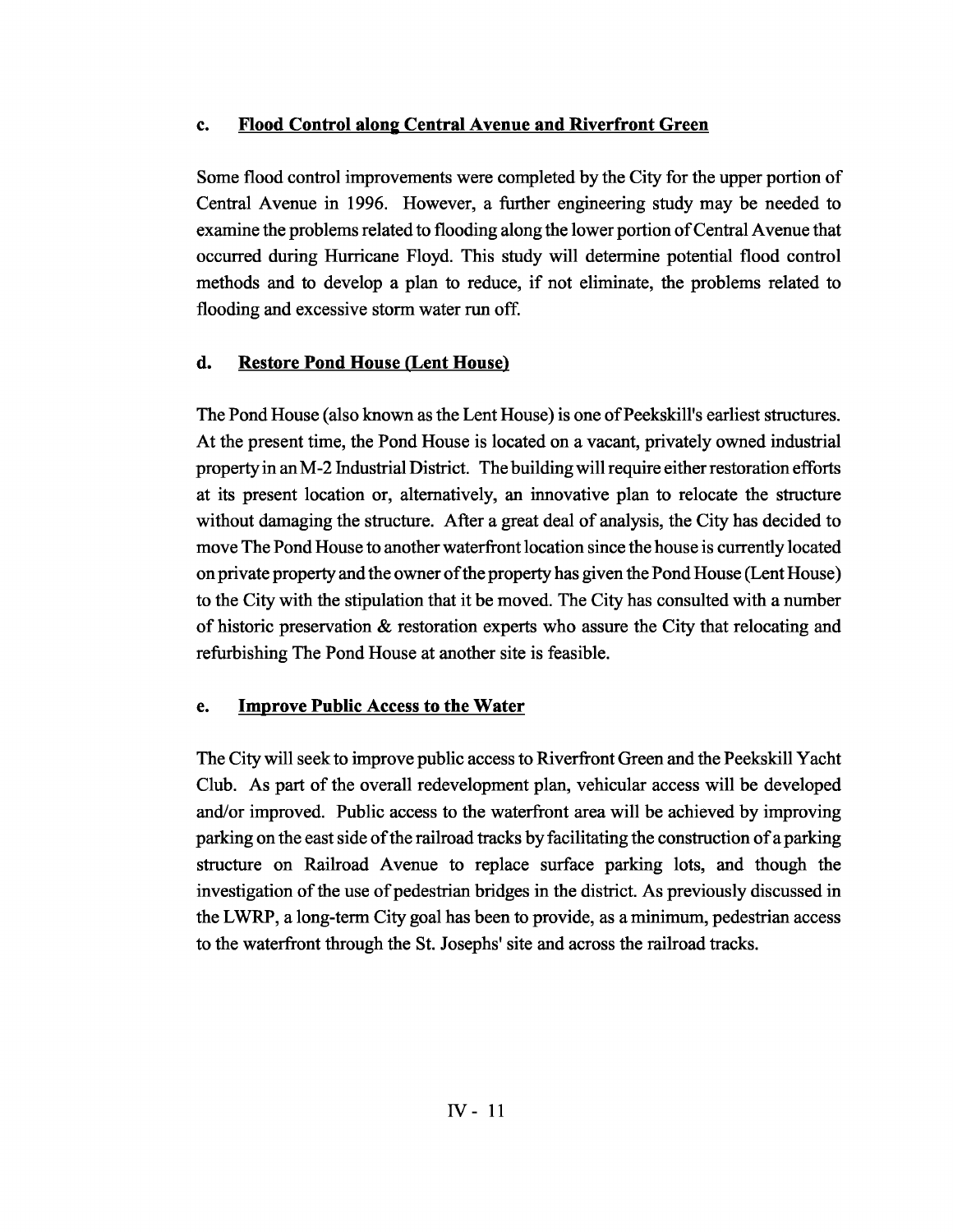### c. Flood Control along Central Avenue and Riverfront Green

Some flood control improvements were completed by the City for the upper portion of Central Avenue in 1996. However, a further engineering study may be needed to examine the problems related to flooding along the lower portion of Central Avenue that occurred during Hurricane Floyd. This study will determine potential flood control methods and to develop a plan to reduce, if not eliminate, the problems related to flooding and excessive storm water run off.

### d. Restore Pond House (Lent House)

The Pond House (also known as the Lent House) is one of Peekskill's earliest structures. At the present time, the Pond House is located on a vacant, privately owned industrial property in an M-2 Industrial District. The building will require either restoration efforts at its present location or, alternatively, an innovative plan to relocate the structure without damaging the structure. After a great deal of analysis, the City has decided to move The Pond House to another waterfront location since the house is currently located on private property and the owner of the property has given the Pond House (Lent House) to the City with the stipulation that it be moved. The City has consulted with a number of historic preservation & restoration experts who assure the City that relocating and refurbishing The Pond House at another site is feasible.

### e. Improve Public Access to the Water

The City will seek to improve public access to Riverfront Green and the Peekskill Yacht Club. As part of the overall redevelopment plan, vehicular access will be developed and/or improved. Public access to the waterfront area will be achieved by improving parking on the east side of the railroad tracks by facilitating the construction of a parking structure on Railroad Avenue to replace surface parking lots, and though the investigation of the use of pedestrian bridges in the district. As previously discussed in the LWRP, a long-term City goal has been to provide, as a minimum, pedestrian access to the waterfront through the St. Josephs' site and across the railroad tracks.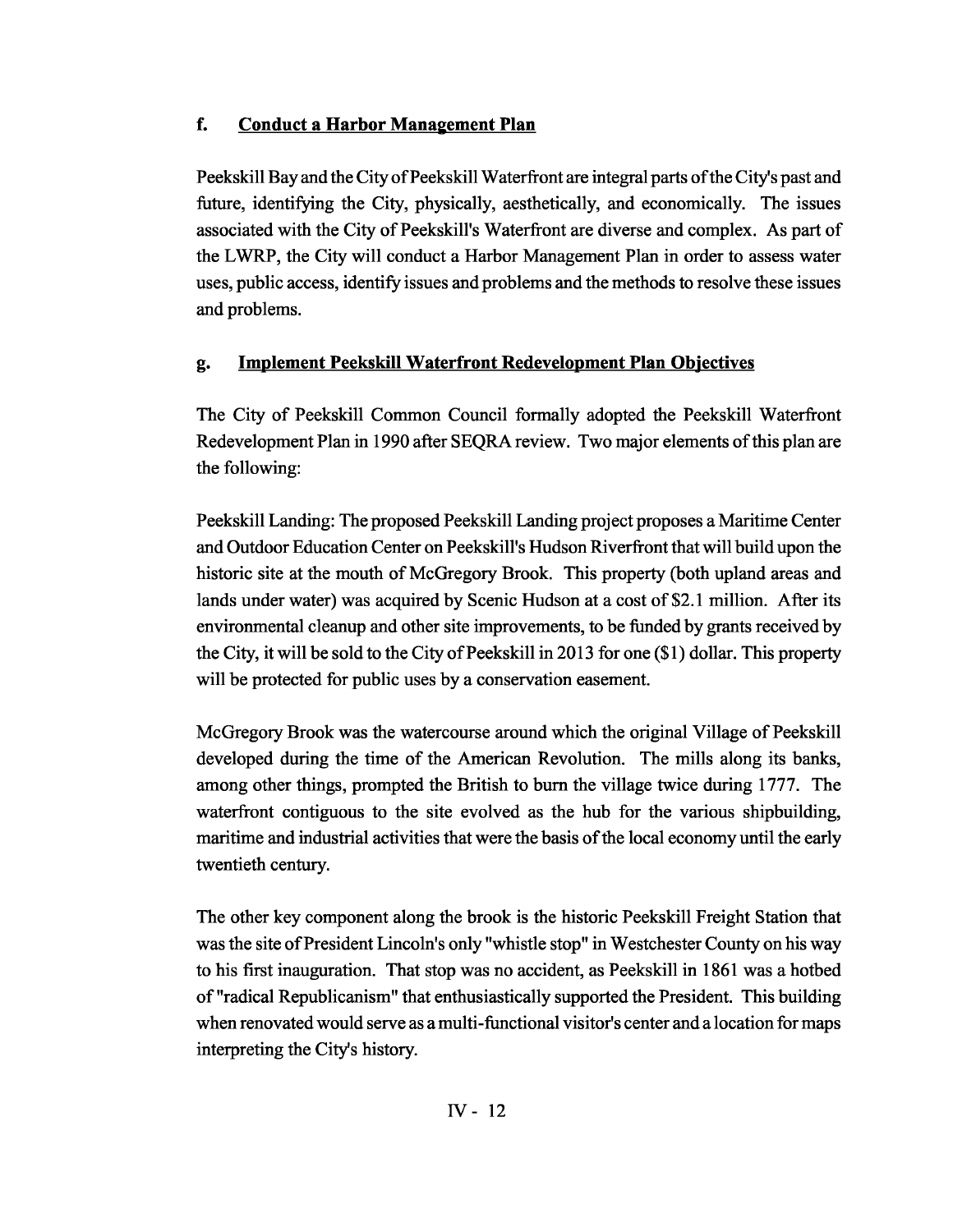### f. **Conduct a Harbor Management Plan**

Peekskill Bay and the City of Peekskill Waterfront are integral parts of the City's past and future, identifying the City, physically, aesthetically, and economically. The issues associated with the City of Peekskill's Waterfront are diverse and complex. As part of the LWRP, the City will conduct a Harbor Management Plan in order to assess water uses, public access, identify issues and problems and the methods to resolve these issues and problems.

### g. **Implement Peekskill Waterfront Redevelopment Plan Objectives**

The City of Peekskill Common Council formally adopted the Peekskill Waterfront Redevelopment Plan in 1990 after SEQRA review. Two major elements of this plan are the following:

Peekskill Landing: The proposed Peekskill Landing project proposes a Maritime Center and Outdoor Education Center on Peekskill's Hudson Riverfront that will build upon the historic site at the mouth of McGregory Brook. This property (both upland areas and lands under water) was acquired by Scenic Hudson at a cost of $2.1 million. After its environmental cleanup and other site improvements, to be funded by grants received by the City, it will be sold to the City of Peekskill in 2013 for one ($1) dollar. This property will be protected for public uses by a conservation easement.

McGregory Brook was the watercourse around which the original Village of Peekskill developed during the time of the American Revolution. The mills along its banks, among other things, prompted the British to burn the village twice during 1777. The waterfront contiguous to the site evolved as the hub for the various shipbuilding, maritime and industrial activities that were the basis of the local economy until the early twentieth century.

The other key component along the brook is the historic Peekskill Freight Station that was the site of President Lincoln's only "whistle stop" in Westchester County on his way to his first inauguration. That stop was no accident, as Peekskill in 1861 was a hotbed of "radical Republicanism" that enthusiastically supported the President. This building when renovated would serve as a multi-functional visitor's center and a location for maps interpreting the City's history.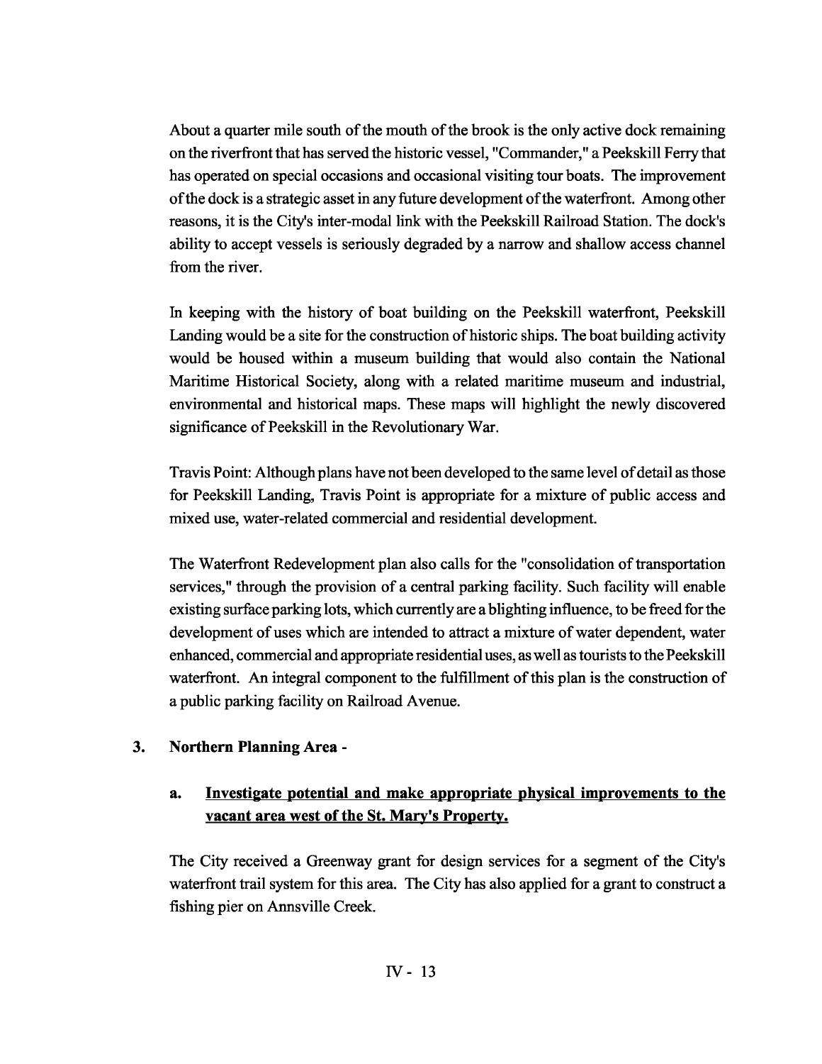About a quarter mile south of the mouth of the brook is the only active dock remaining on the riverfront that has served the historic vessel, "Commander," a Peekskill Ferry that has operated on special occasions and occasional visiting tour boats. The improvement of the dock is a strategic asset in any future development of the waterfront. Among other reasons, it is the City's inter-modal link with the Peekskill Railroad Station. The dock's ability to accept vessels is seriously degraded by a narrow and shallow access channel from the river.

In keeping with the history of boat building on the Peekskill waterfront, Peekskill Landing would be a site for the construction of historic ships. The boat building activity would be housed within a museum building that would also contain the National Maritime Historical Society, along with a related maritime museum and industrial, environmental and historical maps. These maps will highlight the newly discovered significance of Peekskill in the Revolutionary War.

Travis Point: Although plans have not been developed to the same level of detail as those for Peekskill Landing, Travis Point is appropriate for a mixture of public access and mixed use, water-related commercial and residential development.

The Waterfront Redevelopment plan also calls for the "consolidation of transportation services," through the provision of a central parking facility. Such facility will enable existing surface parking lots, which currently are a blighting influence, to be freed for the development of uses which are intended to attract a mixture of water dependent, water enhanced, commercial and appropriate residential uses, as well as tourists to the Peekskill waterfront. An integral component to the fulfillment of this plan is the construction of a public parking facility on Railroad Avenue.

**3. Northern Planning Area -**

**a. <u>Investigate potential and make appropriate physical improvements to the vacant area west of the St. Mary's Property.</u>**

The City received a Greenway grant for design services for a segment of the City's waterfront trail system for this area. The City has also applied for a grant to construct a fishing pier on Annsville Creek.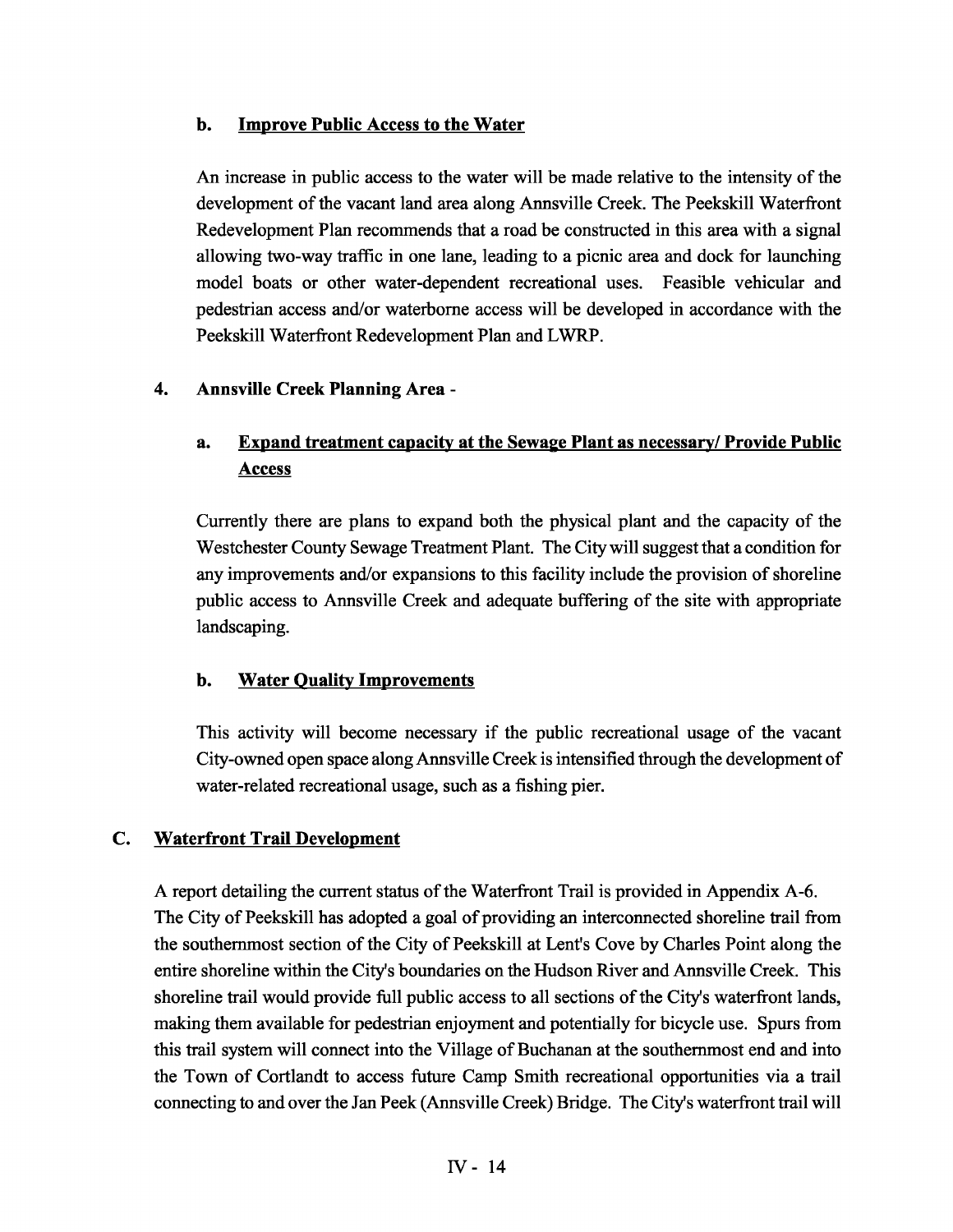### b. Improve Public Access to the Water

An increase in public access to the water will be made relative to the intensity of the development of the vacant land area along Annsville Creek. The Peekskill Waterfront Redevelopment Plan recommends that a road be constructed in this area with a signal allowing two-way traffic in one lane, leading to a picnic area and dock for launching model boats or other water-dependent recreational uses. Feasible vehicular and pedestrian access and/or waterborne access will be developed in accordance with the Peekskill Waterfront Redevelopment Plan and LWRP.

### 4. Annsville Creek Planning Area -

### a. Expand treatment capacity at the Sewage Plant as necessary/ Provide Public Access

Currently there are plans to expand both the physical plant and the capacity of the Westchester County Sewage Treatment Plant. The City will suggest that a condition for any improvements and/or expansions to this facility include the provision of shoreline public access to Annsville Creek and adequate buffering of the site with appropriate landscaping.

### b. Water Quality Improvements

This activity will become necessary if the public recreational usage of the vacant City-owned open space along Annsville Creek is intensified through the development of water-related recreational usage, such as a fishing pier.

## C. Waterfront Trail Development

A report detailing the current status of the Waterfront Trail is provided in Appendix A-6. The City of Peekskill has adopted a goal of providing an interconnected shoreline trail from the southernmost section of the City of Peekskill at Lent's Cove by Charles Point along the entire shoreline within the City's boundaries on the Hudson River and Annsville Creek. This shoreline trail would provide full public access to all sections of the City's waterfront lands, making them available for pedestrian enjoyment and potentially for bicycle use. Spurs from this trail system will connect into the Village of Buchanan at the southernmost end and into the Town of Cortlandt to access future Camp Smith recreational opportunities via a trail connecting to and over the Jan Peek (Annsville Creek) Bridge. The City's waterfront trail will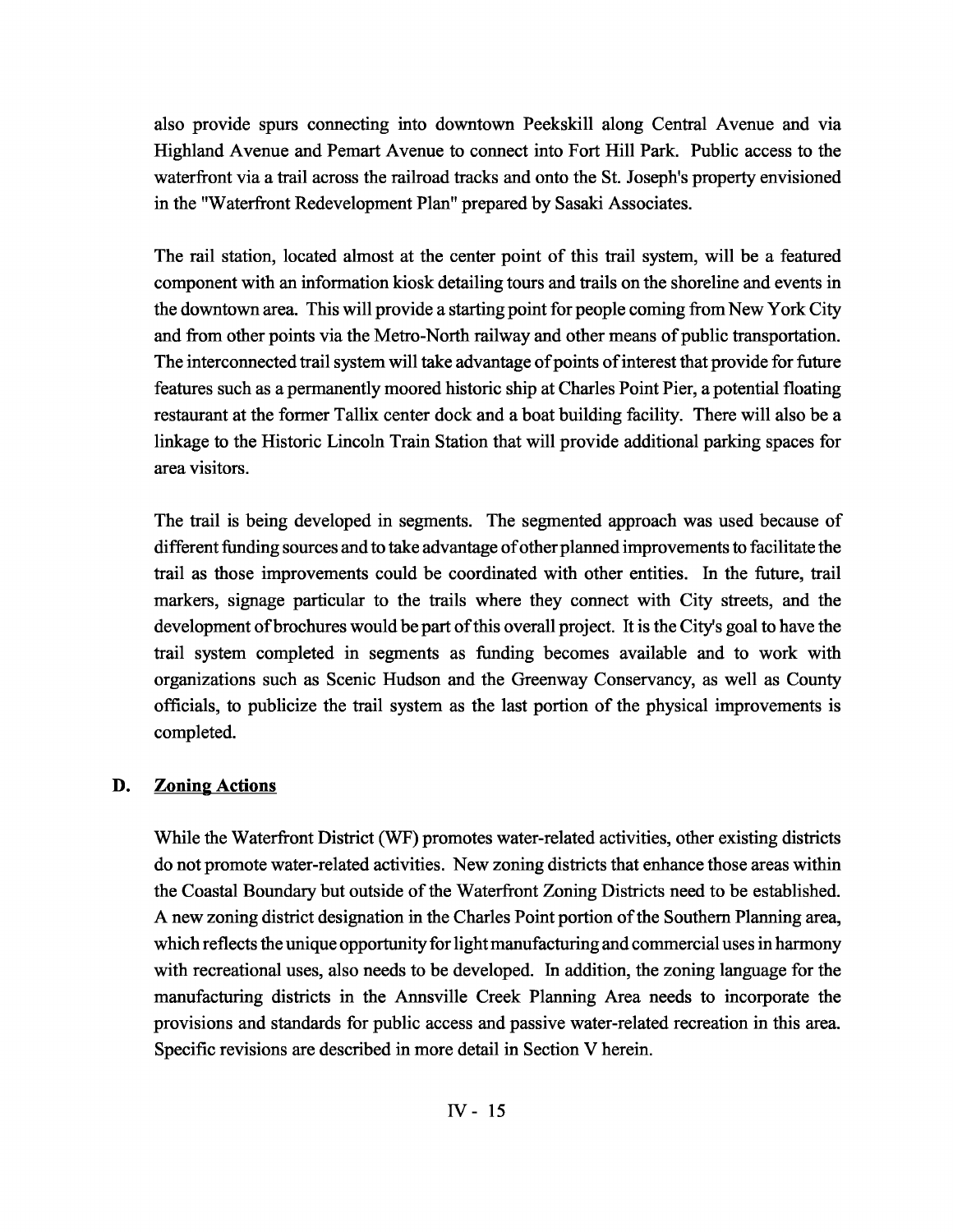also provide spurs connecting into downtown Peekskill along Central Avenue and via Highland Avenue and Pemart Avenue to connect into Fort Hill Park. Public access to the waterfront via a trail across the railroad tracks and onto the St. Joseph's property envisioned in the "Waterfront Redevelopment Plan" prepared by Sasaki Associates.

The rail station, located almost at the center point of this trail system, will be a featured component with an information kiosk detailing tours and trails on the shoreline and events in the downtown area. This will provide a starting point for people coming from New York City and from other points via the Metro-North railway and other means of public transportation. The interconnected trail system will take advantage of points of interest that provide for future features such as a permanently moored historic ship at Charles Point Pier, a potential floating restaurant at the former Tallix center dock and a boat building facility. There will also be a linkage to the Historic Lincoln Train Station that will provide additional parking spaces for area visitors.

The trail is being developed in segments. The segmented approach was used because of different funding sources and to take advantage of other planned improvements to facilitate the trail as those improvements could be coordinated with other entities. In the future, trail markers, signage particular to the trails where they connect with City streets, and the development of brochures would be part of this overall project. It is the City's goal to have the trail system completed in segments as funding becomes available and to work with organizations such as Scenic Hudson and the Greenway Conservancy, as well as County officials, to publicize the trail system as the last portion of the physical improvements is completed.

## D. Zoning Actions

While the Waterfront District (WF) promotes water-related activities, other existing districts do not promote water-related activities. New zoning districts that enhance those areas within the Coastal Boundary but outside of the Waterfront Zoning Districts need to be established. A new zoning district designation in the Charles Point portion of the Southern Planning area, which reflects the unique opportunity for light manufacturing and commercial uses in harmony with recreational uses, also needs to be developed. In addition, the zoning language for the manufacturing districts in the Annsville Creek Planning Area needs to incorporate the provisions and standards for public access and passive water-related recreation in this area. Specific revisions are described in more detail in Section V herein.